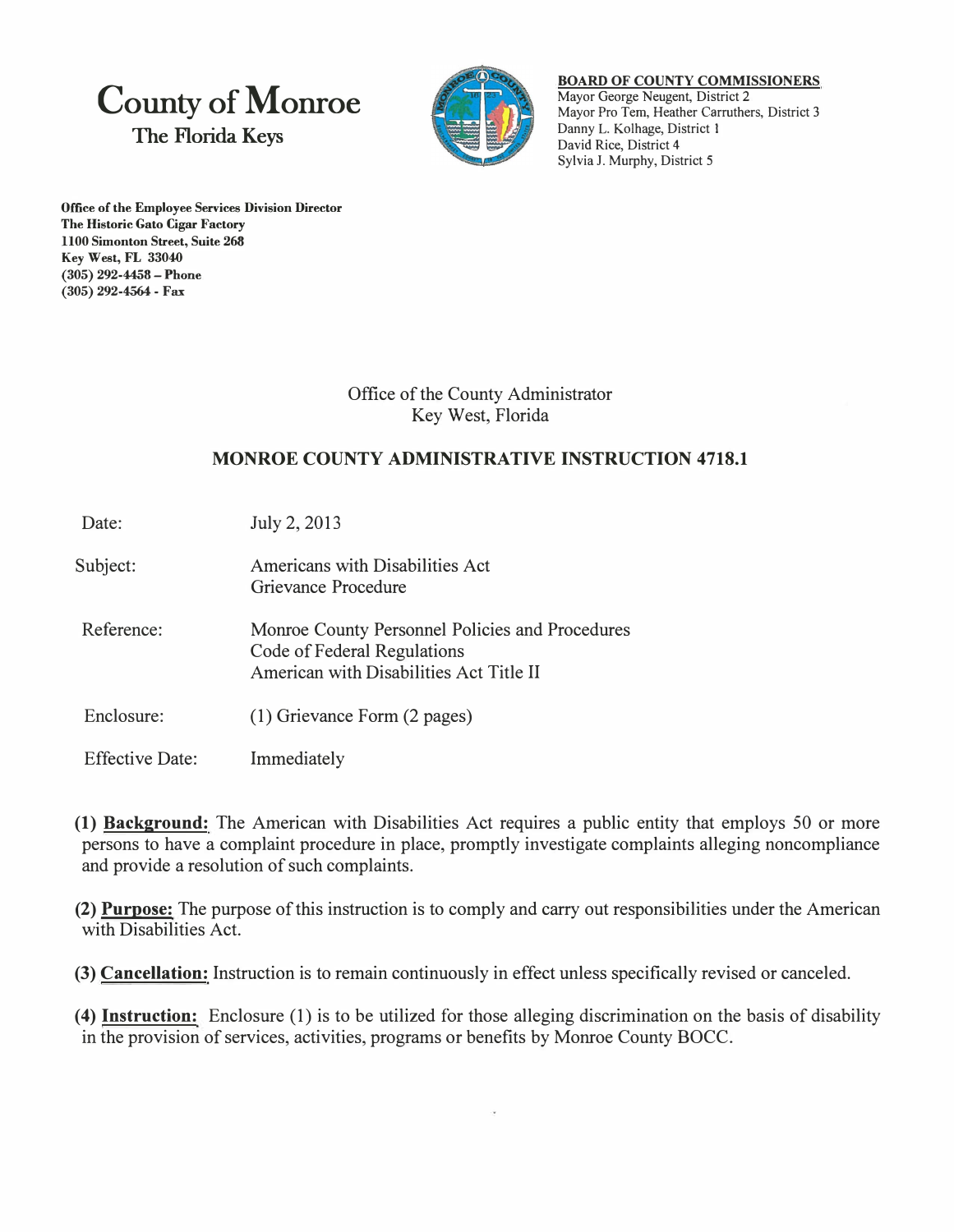# County of Monroe

## The Florida Keys

**BOARD OF COUNTY COMMISSIONERS**
Mayor George Neugent, District 2
Mayor Pro Tem, Heather Carruthers, District 3
Danny L. Kolhage, District 1
David Rice, District 4
Sylvia J. Murphy, District 5

**Office of the Employee Services Division Director**
**The Historic Gato Cigar Factory**
**1100 Simonton Street, Suite 268**
**Key West, FL 33040**
**(305) 292-4458 – Phone**
**(305) 292-4564 - Fax**

Office of the County Administrator
Key West, Florida

## MONROE COUNTY ADMINISTRATIVE INSTRUCTION 4718.1

| | |
|---|---|
| Date: | July 2, 2013 |
| Subject: | Americans with Disabilities Act<br>Grievance Procedure |
| Reference: | Monroe County Personnel Policies and Procedures<br>Code of Federal Regulations<br>American with Disabilities Act Title II |
| Enclosure: | (1) Grievance Form (2 pages) |
| Effective Date: | Immediately |

**(1) Background:** The American with Disabilities Act requires a public entity that employs 50 or more persons to have a complaint procedure in place, promptly investigate complaints alleging noncompliance and provide a resolution of such complaints.

**(2) Purpose:** The purpose of this instruction is to comply and carry out responsibilities under the American with Disabilities Act.

**(3) Cancellation:** Instruction is to remain continuously in effect unless specifically revised or canceled.

**(4) Instruction:** Enclosure (1) is to be utilized for those alleging discrimination on the basis of disability in the provision of services, activities, programs or benefits by Monroe County BOCC.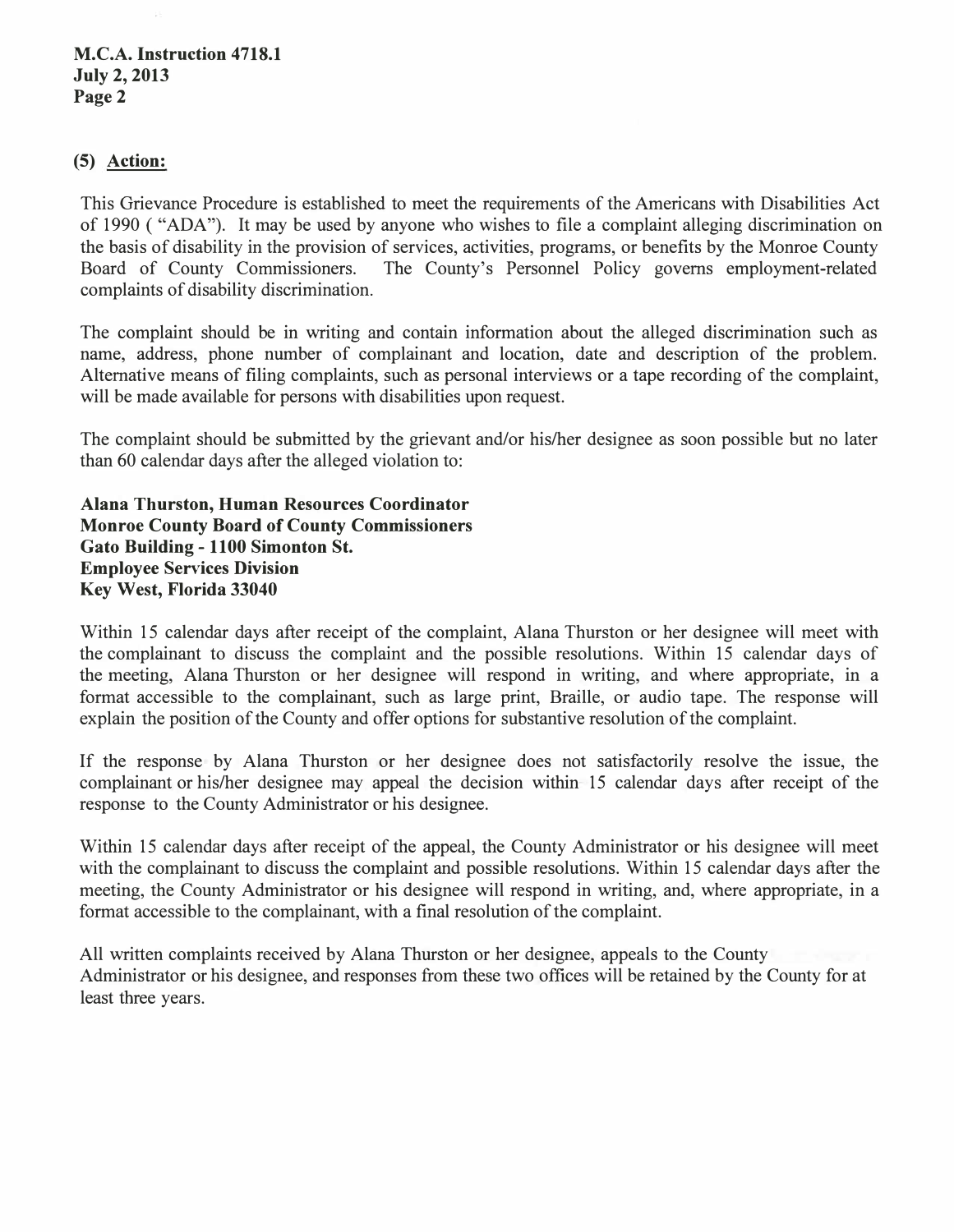### (5) Action:

This Grievance Procedure is established to meet the requirements of the Americans with Disabilities Act of 1990 ( "ADA"). It may be used by anyone who wishes to file a complaint alleging discrimination on the basis of disability in the provision of services, activities, programs, or benefits by the Monroe County Board of County Commissioners. The County's Personnel Policy governs employment-related complaints of disability discrimination.

The complaint should be in writing and contain information about the alleged discrimination such as name, address, phone number of complainant and location, date and description of the problem. Alternative means of filing complaints, such as personal interviews or a tape recording of the complaint, will be made available for persons with disabilities upon request.

The complaint should be submitted by the grievant and/or his/her designee as soon possible but no later than 60 calendar days after the alleged violation to:

**Alana Thurston, Human Resources Coordinator**
**Monroe County Board of County Commissioners**
**Gato Building - 1100 Simonton St.**
**Employee Services Division**
**Key West, Florida 33040**

Within 15 calendar days after receipt of the complaint, Alana Thurston or her designee will meet with the complainant to discuss the complaint and the possible resolutions. Within 15 calendar days of the meeting, Alana Thurston or her designee will respond in writing, and where appropriate, in a format accessible to the complainant, such as large print, Braille, or audio tape. The response will explain the position of the County and offer options for substantive resolution of the complaint.

If the response by Alana Thurston or her designee does not satisfactorily resolve the issue, the complainant or his/her designee may appeal the decision within 15 calendar days after receipt of the response to the County Administrator or his designee.

Within 15 calendar days after receipt of the appeal, the County Administrator or his designee will meet with the complainant to discuss the complaint and possible resolutions. Within 15 calendar days after the meeting, the County Administrator or his designee will respond in writing, and, where appropriate, in a format accessible to the complainant, with a final resolution of the complaint.

All written complaints received by Alana Thurston or her designee, appeals to the County Administrator or his designee, and responses from these two offices will be retained by the County for at least three years.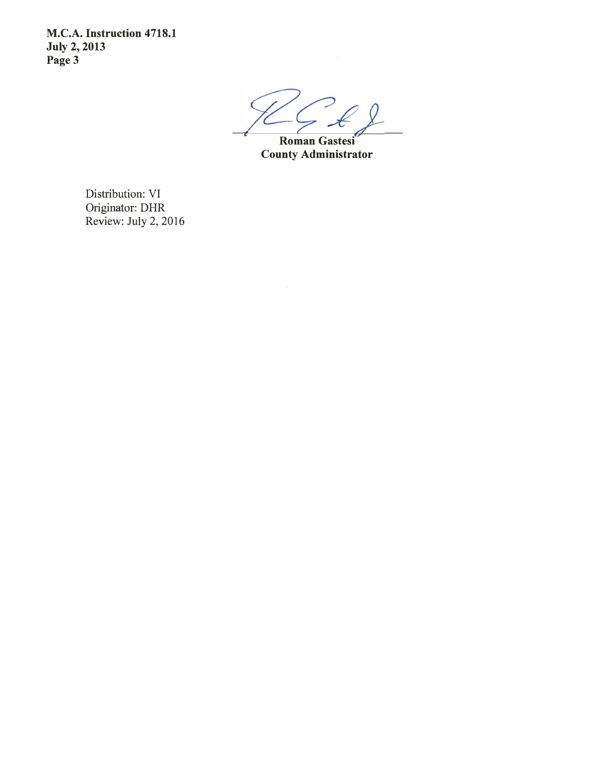Roman Gastesi
County Administrator

Distribution: VI
Originator: DHR
Review: July 2, 2016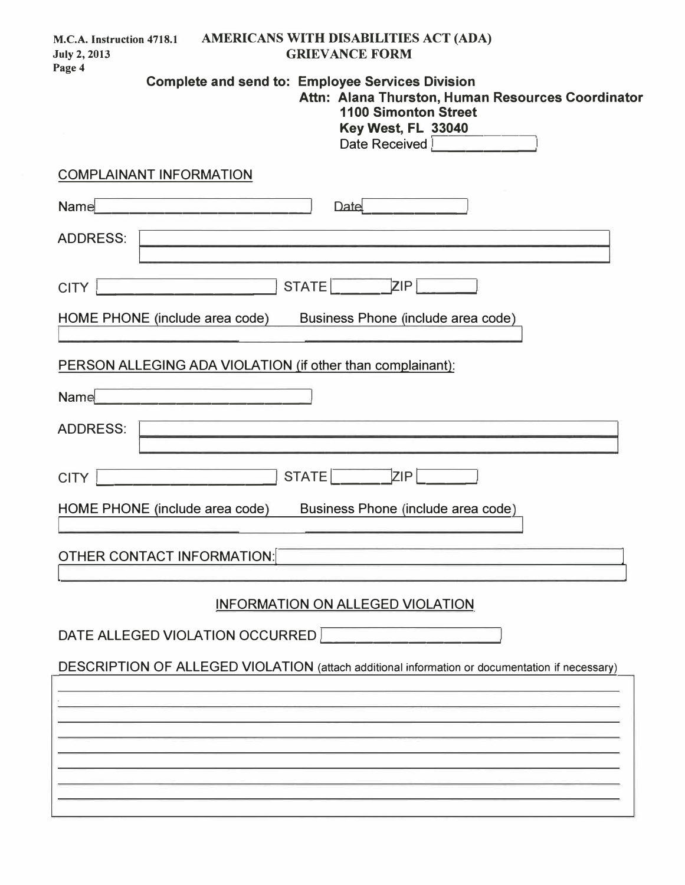M.C.A. Instruction 4718.1
July 2, 2013

# AMERICANS WITH DISABILITIES ACT (ADA) GRIEVANCE FORM

**Complete and send to: Employee Services Division**
**Attn: Alana Thurston, Human Resources Coordinator**
**1100 Simonton Street**
**Key West, FL 33040**
Date Received

COMPLAINANT INFORMATION

Name _______________ Date _______________

ADDRESS: _______________

CITY _______________ STATE _______ ZIP _______

HOME PHONE (include area code) _______________ Business Phone (include area code) _______________

PERSON ALLEGING ADA VIOLATION (if other than complainant):

Name _______________

ADDRESS: _______________

CITY _______________ STATE _______ ZIP _______

HOME PHONE (include area code) _______________ Business Phone (include area code) _______________

OTHER CONTACT INFORMATION: _______________

## INFORMATION ON ALLEGED VIOLATION

DATE ALLEGED VIOLATION OCCURRED _______________

DESCRIPTION OF ALLEGED VIOLATION (attach additional information or documentation if necessary)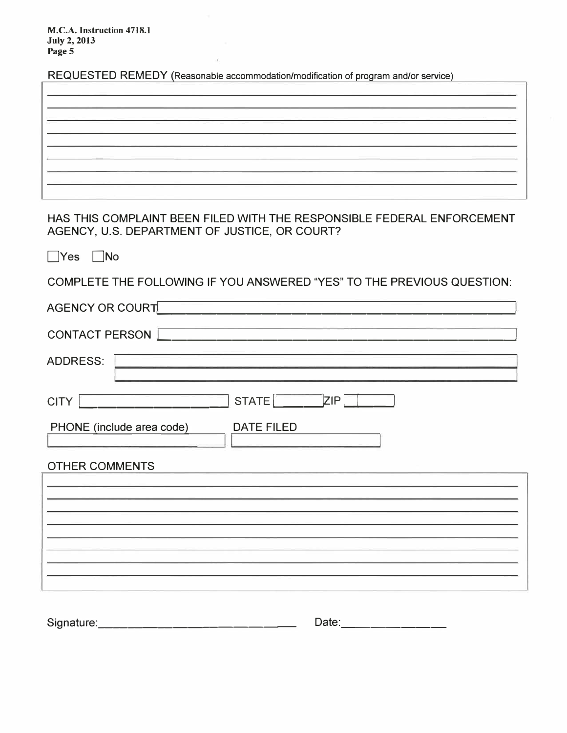REQUESTED REMEDY (Reasonable accommodation/modification of program and/or service)

HAS THIS COMPLAINT BEEN FILED WITH THE RESPONSIBLE FEDERAL ENFORCEMENT AGENCY, U.S. DEPARTMENT OF JUSTICE, OR COURT?

☐Yes ☐No

COMPLETE THE FOLLOWING IF YOU ANSWERED "YES" TO THE PREVIOUS QUESTION:

AGENCY OR COURT

CONTACT PERSON

ADDRESS:

CITY

STATE

ZIP

PHONE (include area code)

DATE FILED

OTHER COMMENTS

Signature:______________________________ Date:_______________